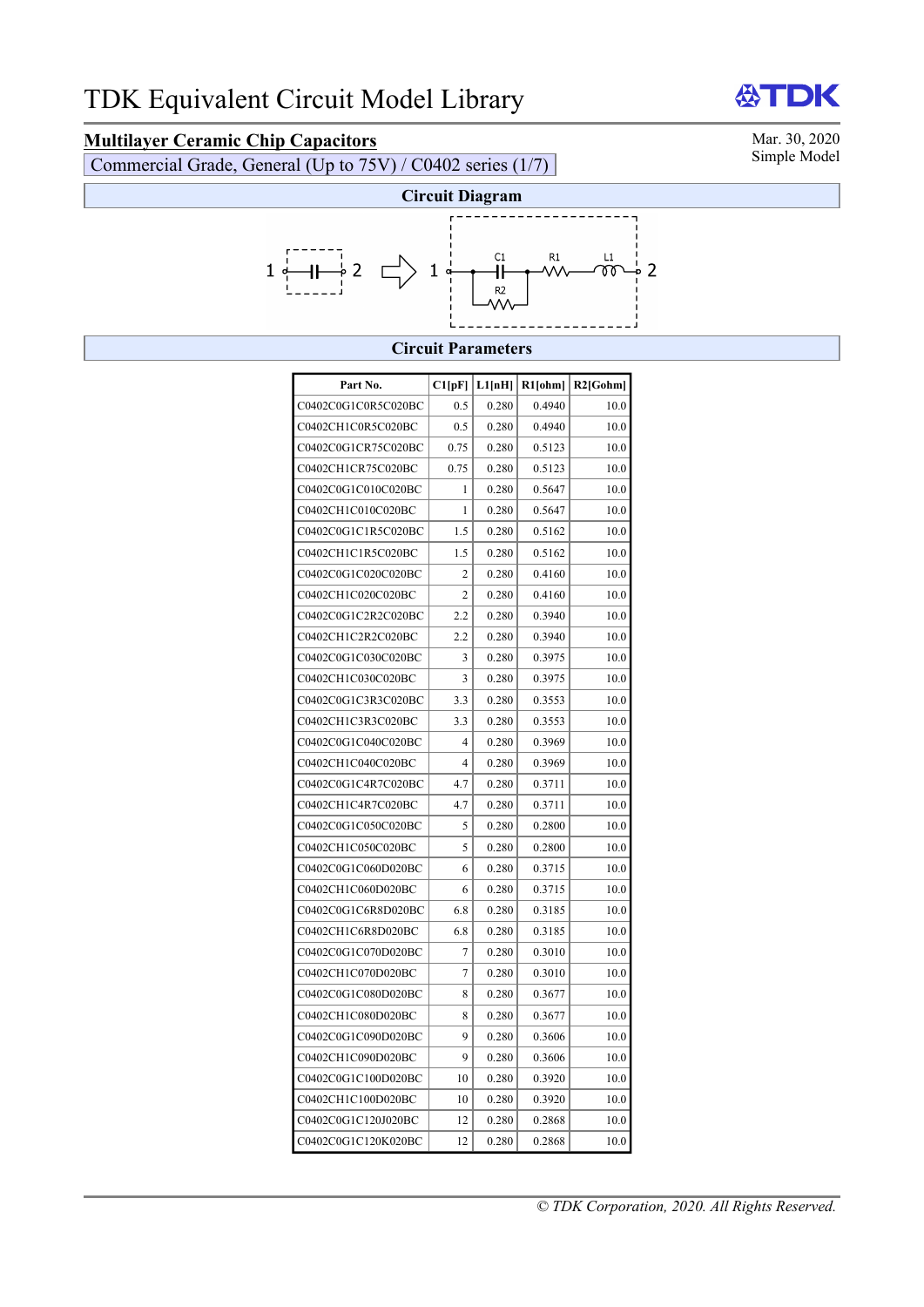# TDK Equivalent Circuit Model Library

**Multilayer Ceramic Chip Capacitors**

Commercial Grade, General (Up to 75V) / C0402 series (1/7)

Mar. 30, 2020
Simple Model

## Circuit Diagram

## Circuit Parameters

| Part No. | C1[pF] | L1[nH] | R1[ohm] | R2[Gohm] |
|---|---|---|---|---|
| C0402C0G1C0R5C020BC | 0.5 | 0.280 | 0.4940 | 10.0 |
| C0402CH1C0R5C020BC | 0.5 | 0.280 | 0.4940 | 10.0 |
| C0402C0G1CR75C020BC | 0.75 | 0.280 | 0.5123 | 10.0 |
| C0402CH1CR75C020BC | 0.75 | 0.280 | 0.5123 | 10.0 |
| C0402C0G1C010C020BC | 1 | 0.280 | 0.5647 | 10.0 |
| C0402CH1C010C020BC | 1 | 0.280 | 0.5647 | 10.0 |
| C0402C0G1C1R5C020BC | 1.5 | 0.280 | 0.5162 | 10.0 |
| C0402CH1C1R5C020BC | 1.5 | 0.280 | 0.5162 | 10.0 |
| C0402C0G1C020C020BC | 2 | 0.280 | 0.4160 | 10.0 |
| C0402CH1C020C020BC | 2 | 0.280 | 0.4160 | 10.0 |
| C0402C0G1C2R2C020BC | 2.2 | 0.280 | 0.3940 | 10.0 |
| C0402CH1C2R2C020BC | 2.2 | 0.280 | 0.3940 | 10.0 |
| C0402C0G1C030C020BC | 3 | 0.280 | 0.3975 | 10.0 |
| C0402CH1C030C020BC | 3 | 0.280 | 0.3975 | 10.0 |
| C0402C0G1C3R3C020BC | 3.3 | 0.280 | 0.3553 | 10.0 |
| C0402CH1C3R3C020BC | 3.3 | 0.280 | 0.3553 | 10.0 |
| C0402C0G1C040C020BC | 4 | 0.280 | 0.3969 | 10.0 |
| C0402CH1C040C020BC | 4 | 0.280 | 0.3969 | 10.0 |
| C0402C0G1C4R7C020BC | 4.7 | 0.280 | 0.3711 | 10.0 |
| C0402CH1C4R7C020BC | 4.7 | 0.280 | 0.3711 | 10.0 |
| C0402C0G1C050C020BC | 5 | 0.280 | 0.2800 | 10.0 |
| C0402CH1C050C020BC | 5 | 0.280 | 0.2800 | 10.0 |
| C0402C0G1C060D020BC | 6 | 0.280 | 0.3715 | 10.0 |
| C0402CH1C060D020BC | 6 | 0.280 | 0.3715 | 10.0 |
| C0402C0G1C6R8D020BC | 6.8 | 0.280 | 0.3185 | 10.0 |
| C0402CH1C6R8D020BC | 6.8 | 0.280 | 0.3185 | 10.0 |
| C0402C0G1C070D020BC | 7 | 0.280 | 0.3010 | 10.0 |
| C0402CH1C070D020BC | 7 | 0.280 | 0.3010 | 10.0 |
| C0402C0G1C080D020BC | 8 | 0.280 | 0.3677 | 10.0 |
| C0402CH1C080D020BC | 8 | 0.280 | 0.3677 | 10.0 |
| C0402C0G1C090D020BC | 9 | 0.280 | 0.3606 | 10.0 |
| C0402CH1C090D020BC | 9 | 0.280 | 0.3606 | 10.0 |
| C0402C0G1C100D020BC | 10 | 0.280 | 0.3920 | 10.0 |
| C0402CH1C100D020BC | 10 | 0.280 | 0.3920 | 10.0 |
| C0402C0G1C120J020BC | 12 | 0.280 | 0.2868 | 10.0 |
| C0402C0G1C120K020BC | 12 | 0.280 | 0.2868 | 10.0 |

*© TDK Corporation, 2020. All Rights Reserved.*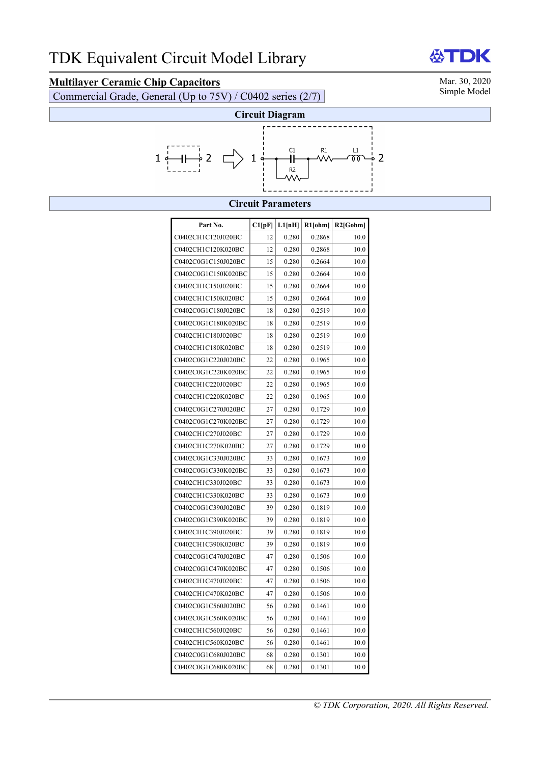# TDK Equivalent Circuit Model Library

**Multilayer Ceramic Chip Capacitors**

Commercial Grade, General (Up to 75V) / C0402 series (2/7)

Mar. 30, 2020
Simple Model

## Circuit Diagram

1 —C1— 2 ⇒ 1 —[C1 ∥ R2]—R1—L1— 2

## Circuit Parameters

| Part No. | C1[pF] | L1[nH] | R1[ohm] | R2[Gohm] |
|---|---|---|---|---|
| C0402CH1C120J020BC | 12 | 0.280 | 0.2868 | 10.0 |
| C0402CH1C120K020BC | 12 | 0.280 | 0.2868 | 10.0 |
| C0402C0G1C150J020BC | 15 | 0.280 | 0.2664 | 10.0 |
| C0402C0G1C150K020BC | 15 | 0.280 | 0.2664 | 10.0 |
| C0402CH1C150J020BC | 15 | 0.280 | 0.2664 | 10.0 |
| C0402CH1C150K020BC | 15 | 0.280 | 0.2664 | 10.0 |
| C0402C0G1C180J020BC | 18 | 0.280 | 0.2519 | 10.0 |
| C0402C0G1C180K020BC | 18 | 0.280 | 0.2519 | 10.0 |
| C0402CH1C180J020BC | 18 | 0.280 | 0.2519 | 10.0 |
| C0402CH1C180K020BC | 18 | 0.280 | 0.2519 | 10.0 |
| C0402C0G1C220J020BC | 22 | 0.280 | 0.1965 | 10.0 |
| C0402C0G1C220K020BC | 22 | 0.280 | 0.1965 | 10.0 |
| C0402CH1C220J020BC | 22 | 0.280 | 0.1965 | 10.0 |
| C0402CH1C220K020BC | 22 | 0.280 | 0.1965 | 10.0 |
| C0402C0G1C270J020BC | 27 | 0.280 | 0.1729 | 10.0 |
| C0402C0G1C270K020BC | 27 | 0.280 | 0.1729 | 10.0 |
| C0402CH1C270J020BC | 27 | 0.280 | 0.1729 | 10.0 |
| C0402CH1C270K020BC | 27 | 0.280 | 0.1729 | 10.0 |
| C0402C0G1C330J020BC | 33 | 0.280 | 0.1673 | 10.0 |
| C0402C0G1C330K020BC | 33 | 0.280 | 0.1673 | 10.0 |
| C0402CH1C330J020BC | 33 | 0.280 | 0.1673 | 10.0 |
| C0402CH1C330K020BC | 33 | 0.280 | 0.1673 | 10.0 |
| C0402C0G1C390J020BC | 39 | 0.280 | 0.1819 | 10.0 |
| C0402C0G1C390K020BC | 39 | 0.280 | 0.1819 | 10.0 |
| C0402CH1C390J020BC | 39 | 0.280 | 0.1819 | 10.0 |
| C0402CH1C390K020BC | 39 | 0.280 | 0.1819 | 10.0 |
| C0402C0G1C470J020BC | 47 | 0.280 | 0.1506 | 10.0 |
| C0402C0G1C470K020BC | 47 | 0.280 | 0.1506 | 10.0 |
| C0402CH1C470J020BC | 47 | 0.280 | 0.1506 | 10.0 |
| C0402CH1C470K020BC | 47 | 0.280 | 0.1506 | 10.0 |
| C0402C0G1C560J020BC | 56 | 0.280 | 0.1461 | 10.0 |
| C0402C0G1C560K020BC | 56 | 0.280 | 0.1461 | 10.0 |
| C0402CH1C560J020BC | 56 | 0.280 | 0.1461 | 10.0 |
| C0402CH1C560K020BC | 56 | 0.280 | 0.1461 | 10.0 |
| C0402C0G1C680J020BC | 68 | 0.280 | 0.1301 | 10.0 |
| C0402C0G1C680K020BC | 68 | 0.280 | 0.1301 | 10.0 |

*© TDK Corporation, 2020. All Rights Reserved.*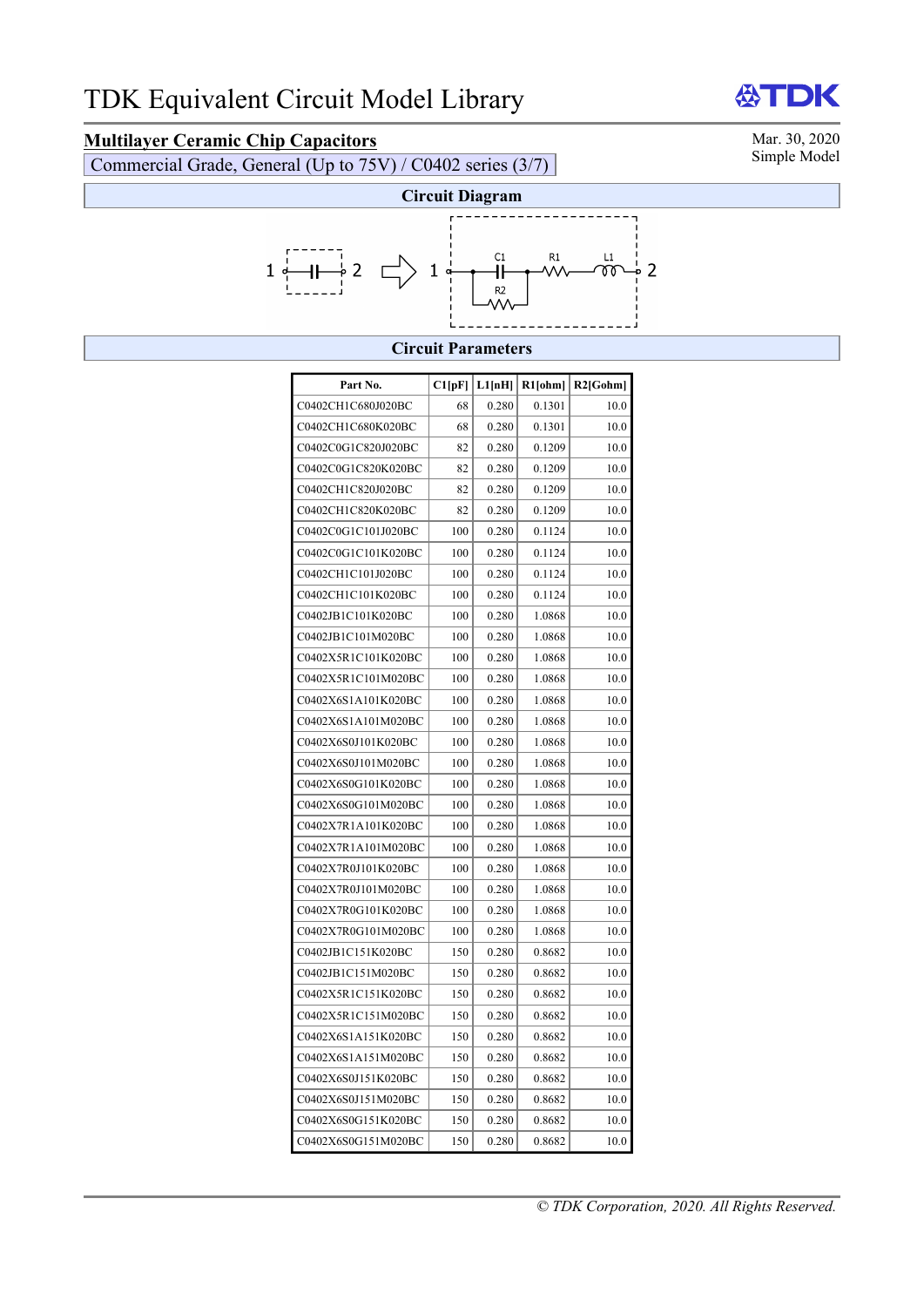# TDK Equivalent Circuit Model Library

## Multilayer Ceramic Chip Capacitors

Commercial Grade, General (Up to 75V) / C0402 series (3/7)

Mar. 30, 2020
Simple Model

### Circuit Diagram

### Circuit Parameters

| Part No. | C1[pF] | L1[nH] | R1[ohm] | R2[Gohm] |
|---|---|---|---|---|
| C0402CH1C680J020BC | 68 | 0.280 | 0.1301 | 10.0 |
| C0402CH1C680K020BC | 68 | 0.280 | 0.1301 | 10.0 |
| C0402C0G1C820J020BC | 82 | 0.280 | 0.1209 | 10.0 |
| C0402C0G1C820K020BC | 82 | 0.280 | 0.1209 | 10.0 |
| C0402CH1C820J020BC | 82 | 0.280 | 0.1209 | 10.0 |
| C0402CH1C820K020BC | 82 | 0.280 | 0.1209 | 10.0 |
| C0402C0G1C101J020BC | 100 | 0.280 | 0.1124 | 10.0 |
| C0402C0G1C101K020BC | 100 | 0.280 | 0.1124 | 10.0 |
| C0402CH1C101J020BC | 100 | 0.280 | 0.1124 | 10.0 |
| C0402CH1C101K020BC | 100 | 0.280 | 0.1124 | 10.0 |
| C0402JB1C101K020BC | 100 | 0.280 | 1.0868 | 10.0 |
| C0402JB1C101M020BC | 100 | 0.280 | 1.0868 | 10.0 |
| C0402X5R1C101K020BC | 100 | 0.280 | 1.0868 | 10.0 |
| C0402X5R1C101M020BC | 100 | 0.280 | 1.0868 | 10.0 |
| C0402X6S1A101K020BC | 100 | 0.280 | 1.0868 | 10.0 |
| C0402X6S1A101M020BC | 100 | 0.280 | 1.0868 | 10.0 |
| C0402X6S0J101K020BC | 100 | 0.280 | 1.0868 | 10.0 |
| C0402X6S0J101M020BC | 100 | 0.280 | 1.0868 | 10.0 |
| C0402X6S0G101K020BC | 100 | 0.280 | 1.0868 | 10.0 |
| C0402X6S0G101M020BC | 100 | 0.280 | 1.0868 | 10.0 |
| C0402X7R1A101K020BC | 100 | 0.280 | 1.0868 | 10.0 |
| C0402X7R1A101M020BC | 100 | 0.280 | 1.0868 | 10.0 |
| C0402X7R0J101K020BC | 100 | 0.280 | 1.0868 | 10.0 |
| C0402X7R0J101M020BC | 100 | 0.280 | 1.0868 | 10.0 |
| C0402X7R0G101K020BC | 100 | 0.280 | 1.0868 | 10.0 |
| C0402X7R0G101M020BC | 100 | 0.280 | 1.0868 | 10.0 |
| C0402JB1C151K020BC | 150 | 0.280 | 0.8682 | 10.0 |
| C0402JB1C151M020BC | 150 | 0.280 | 0.8682 | 10.0 |
| C0402X5R1C151K020BC | 150 | 0.280 | 0.8682 | 10.0 |
| C0402X5R1C151M020BC | 150 | 0.280 | 0.8682 | 10.0 |
| C0402X6S1A151K020BC | 150 | 0.280 | 0.8682 | 10.0 |
| C0402X6S1A151M020BC | 150 | 0.280 | 0.8682 | 10.0 |
| C0402X6S0J151K020BC | 150 | 0.280 | 0.8682 | 10.0 |
| C0402X6S0J151M020BC | 150 | 0.280 | 0.8682 | 10.0 |
| C0402X6S0G151K020BC | 150 | 0.280 | 0.8682 | 10.0 |
| C0402X6S0G151M020BC | 150 | 0.280 | 0.8682 | 10.0 |

*© TDK Corporation, 2020. All Rights Reserved.*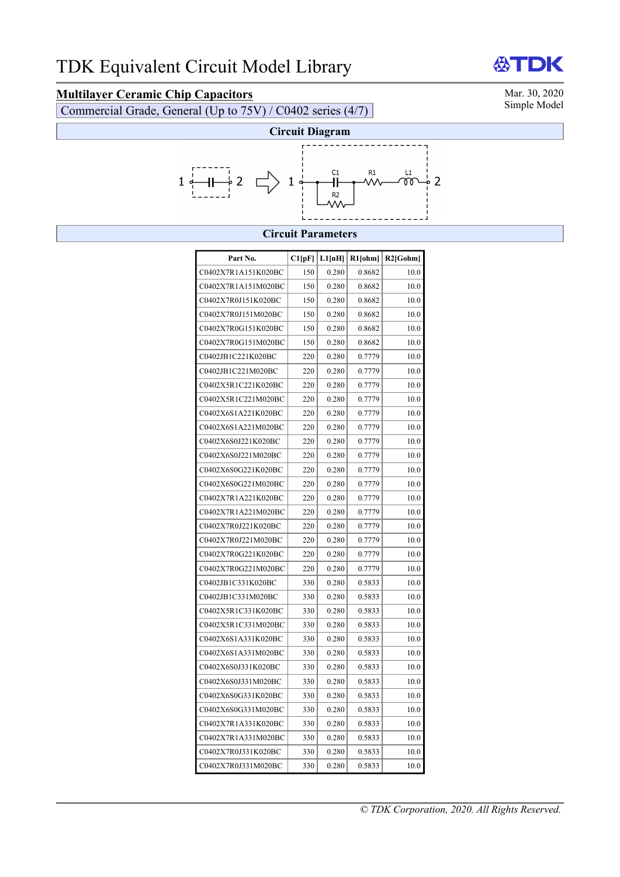# TDK Equivalent Circuit Model Library

**Multilayer Ceramic Chip Capacitors**

Commercial Grade, General (Up to 75V) / C0402 series (4/7)

Mar. 30, 2020
Simple Model

## Circuit Diagram

## Circuit Parameters

| Part No. | C1[pF] | L1[nH] | R1[ohm] | R2[Gohm] |
|---|---|---|---|---|
| C0402X7R1A151K020BC | 150 | 0.280 | 0.8682 | 10.0 |
| C0402X7R1A151M020BC | 150 | 0.280 | 0.8682 | 10.0 |
| C0402X7R0J151K020BC | 150 | 0.280 | 0.8682 | 10.0 |
| C0402X7R0J151M020BC | 150 | 0.280 | 0.8682 | 10.0 |
| C0402X7R0G151K020BC | 150 | 0.280 | 0.8682 | 10.0 |
| C0402X7R0G151M020BC | 150 | 0.280 | 0.8682 | 10.0 |
| C0402JB1C221K020BC | 220 | 0.280 | 0.7779 | 10.0 |
| C0402JB1C221M020BC | 220 | 0.280 | 0.7779 | 10.0 |
| C0402X5R1C221K020BC | 220 | 0.280 | 0.7779 | 10.0 |
| C0402X5R1C221M020BC | 220 | 0.280 | 0.7779 | 10.0 |
| C0402X6S1A221K020BC | 220 | 0.280 | 0.7779 | 10.0 |
| C0402X6S1A221M020BC | 220 | 0.280 | 0.7779 | 10.0 |
| C0402X6S0J221K020BC | 220 | 0.280 | 0.7779 | 10.0 |
| C0402X6S0J221M020BC | 220 | 0.280 | 0.7779 | 10.0 |
| C0402X6S0G221K020BC | 220 | 0.280 | 0.7779 | 10.0 |
| C0402X6S0G221M020BC | 220 | 0.280 | 0.7779 | 10.0 |
| C0402X7R1A221K020BC | 220 | 0.280 | 0.7779 | 10.0 |
| C0402X7R1A221M020BC | 220 | 0.280 | 0.7779 | 10.0 |
| C0402X7R0J221K020BC | 220 | 0.280 | 0.7779 | 10.0 |
| C0402X7R0J221M020BC | 220 | 0.280 | 0.7779 | 10.0 |
| C0402X7R0G221K020BC | 220 | 0.280 | 0.7779 | 10.0 |
| C0402X7R0G221M020BC | 220 | 0.280 | 0.7779 | 10.0 |
| C0402JB1C331K020BC | 330 | 0.280 | 0.5833 | 10.0 |
| C0402JB1C331M020BC | 330 | 0.280 | 0.5833 | 10.0 |
| C0402X5R1C331K020BC | 330 | 0.280 | 0.5833 | 10.0 |
| C0402X5R1C331M020BC | 330 | 0.280 | 0.5833 | 10.0 |
| C0402X6S1A331K020BC | 330 | 0.280 | 0.5833 | 10.0 |
| C0402X6S1A331M020BC | 330 | 0.280 | 0.5833 | 10.0 |
| C0402X6S0J331K020BC | 330 | 0.280 | 0.5833 | 10.0 |
| C0402X6S0J331M020BC | 330 | 0.280 | 0.5833 | 10.0 |
| C0402X6S0G331K020BC | 330 | 0.280 | 0.5833 | 10.0 |
| C0402X6S0G331M020BC | 330 | 0.280 | 0.5833 | 10.0 |
| C0402X7R1A331K020BC | 330 | 0.280 | 0.5833 | 10.0 |
| C0402X7R1A331M020BC | 330 | 0.280 | 0.5833 | 10.0 |
| C0402X7R0J331K020BC | 330 | 0.280 | 0.5833 | 10.0 |
| C0402X7R0J331M020BC | 330 | 0.280 | 0.5833 | 10.0 |

*© TDK Corporation, 2020. All Rights Reserved.*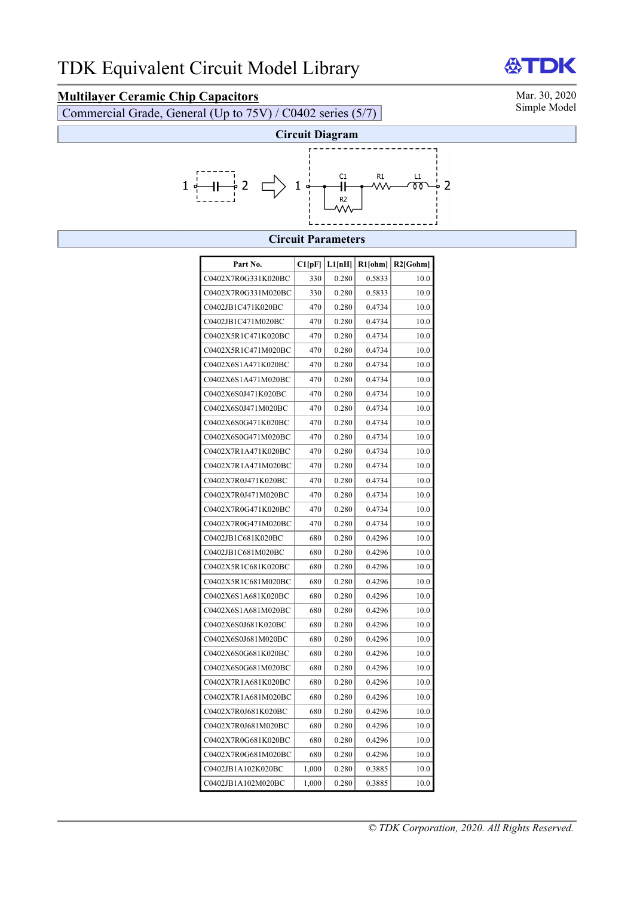# TDK Equivalent Circuit Model Library

**Multilayer Ceramic Chip Capacitors**

Commercial Grade, General (Up to 75V) / C0402 series (5/7)

Mar. 30, 2020
Simple Model

## Circuit Diagram

## Circuit Parameters

| Part No. | C1[pF] | L1[nH] | R1[ohm] | R2[Gohm] |
|---|---|---|---|---|
| C0402X7R0G331K020BC | 330 | 0.280 | 0.5833 | 10.0 |
| C0402X7R0G331M020BC | 330 | 0.280 | 0.5833 | 10.0 |
| C0402JB1C471K020BC | 470 | 0.280 | 0.4734 | 10.0 |
| C0402JB1C471M020BC | 470 | 0.280 | 0.4734 | 10.0 |
| C0402X5R1C471K020BC | 470 | 0.280 | 0.4734 | 10.0 |
| C0402X5R1C471M020BC | 470 | 0.280 | 0.4734 | 10.0 |
| C0402X6S1A471K020BC | 470 | 0.280 | 0.4734 | 10.0 |
| C0402X6S1A471M020BC | 470 | 0.280 | 0.4734 | 10.0 |
| C0402X6S0J471K020BC | 470 | 0.280 | 0.4734 | 10.0 |
| C0402X6S0J471M020BC | 470 | 0.280 | 0.4734 | 10.0 |
| C0402X6S0G471K020BC | 470 | 0.280 | 0.4734 | 10.0 |
| C0402X6S0G471M020BC | 470 | 0.280 | 0.4734 | 10.0 |
| C0402X7R1A471K020BC | 470 | 0.280 | 0.4734 | 10.0 |
| C0402X7R1A471M020BC | 470 | 0.280 | 0.4734 | 10.0 |
| C0402X7R0J471K020BC | 470 | 0.280 | 0.4734 | 10.0 |
| C0402X7R0J471M020BC | 470 | 0.280 | 0.4734 | 10.0 |
| C0402X7R0G471K020BC | 470 | 0.280 | 0.4734 | 10.0 |
| C0402X7R0G471M020BC | 470 | 0.280 | 0.4734 | 10.0 |
| C0402JB1C681K020BC | 680 | 0.280 | 0.4296 | 10.0 |
| C0402JB1C681M020BC | 680 | 0.280 | 0.4296 | 10.0 |
| C0402X5R1C681K020BC | 680 | 0.280 | 0.4296 | 10.0 |
| C0402X5R1C681M020BC | 680 | 0.280 | 0.4296 | 10.0 |
| C0402X6S1A681K020BC | 680 | 0.280 | 0.4296 | 10.0 |
| C0402X6S1A681M020BC | 680 | 0.280 | 0.4296 | 10.0 |
| C0402X6S0J681K020BC | 680 | 0.280 | 0.4296 | 10.0 |
| C0402X6S0J681M020BC | 680 | 0.280 | 0.4296 | 10.0 |
| C0402X6S0G681K020BC | 680 | 0.280 | 0.4296 | 10.0 |
| C0402X6S0G681M020BC | 680 | 0.280 | 0.4296 | 10.0 |
| C0402X7R1A681K020BC | 680 | 0.280 | 0.4296 | 10.0 |
| C0402X7R1A681M020BC | 680 | 0.280 | 0.4296 | 10.0 |
| C0402X7R0J681K020BC | 680 | 0.280 | 0.4296 | 10.0 |
| C0402X7R0J681M020BC | 680 | 0.280 | 0.4296 | 10.0 |
| C0402X7R0G681K020BC | 680 | 0.280 | 0.4296 | 10.0 |
| C0402X7R0G681M020BC | 680 | 0.280 | 0.4296 | 10.0 |
| C0402JB1A102K020BC | 1,000 | 0.280 | 0.3885 | 10.0 |
| C0402JB1A102M020BC | 1,000 | 0.280 | 0.3885 | 10.0 |

*© TDK Corporation, 2020. All Rights Reserved.*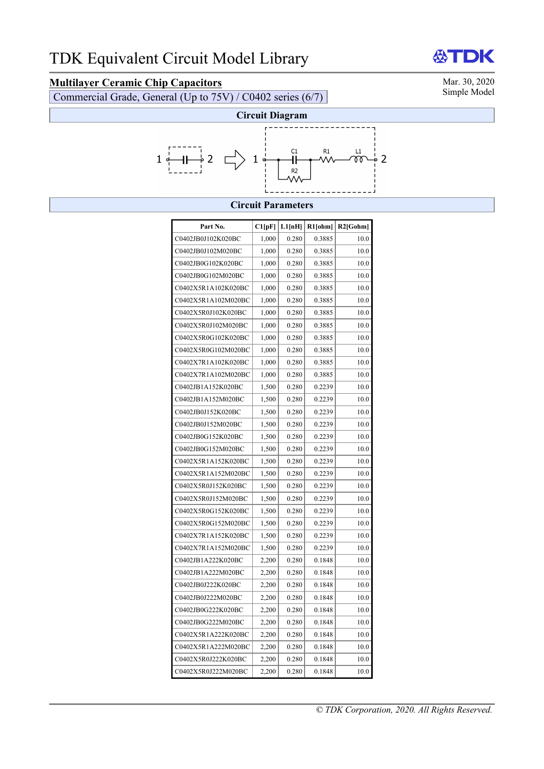# TDK Equivalent Circuit Model Library

Mar. 30, 2020
Simple Model

## Multilayer Ceramic Chip Capacitors

Commercial Grade, General (Up to 75V) / C0402 series (6/7)

### Circuit Diagram

1 —||— 2 ⇒ 1 —[C1 || R2]— R1 — L1 — 2

### Circuit Parameters

| Part No. | C1[pF] | L1[nH] | R1[ohm] | R2[Gohm] |
|---|---|---|---|---|
| C0402JB0J102K020BC | 1,000 | 0.280 | 0.3885 | 10.0 |
| C0402JB0J102M020BC | 1,000 | 0.280 | 0.3885 | 10.0 |
| C0402JB0G102K020BC | 1,000 | 0.280 | 0.3885 | 10.0 |
| C0402JB0G102M020BC | 1,000 | 0.280 | 0.3885 | 10.0 |
| C0402X5R1A102K020BC | 1,000 | 0.280 | 0.3885 | 10.0 |
| C0402X5R1A102M020BC | 1,000 | 0.280 | 0.3885 | 10.0 |
| C0402X5R0J102K020BC | 1,000 | 0.280 | 0.3885 | 10.0 |
| C0402X5R0J102M020BC | 1,000 | 0.280 | 0.3885 | 10.0 |
| C0402X5R0G102K020BC | 1,000 | 0.280 | 0.3885 | 10.0 |
| C0402X5R0G102M020BC | 1,000 | 0.280 | 0.3885 | 10.0 |
| C0402X7R1A102K020BC | 1,000 | 0.280 | 0.3885 | 10.0 |
| C0402X7R1A102M020BC | 1,000 | 0.280 | 0.3885 | 10.0 |
| C0402JB1A152K020BC | 1,500 | 0.280 | 0.2239 | 10.0 |
| C0402JB1A152M020BC | 1,500 | 0.280 | 0.2239 | 10.0 |
| C0402JB0J152K020BC | 1,500 | 0.280 | 0.2239 | 10.0 |
| C0402JB0J152M020BC | 1,500 | 0.280 | 0.2239 | 10.0 |
| C0402JB0G152K020BC | 1,500 | 0.280 | 0.2239 | 10.0 |
| C0402JB0G152M020BC | 1,500 | 0.280 | 0.2239 | 10.0 |
| C0402X5R1A152K020BC | 1,500 | 0.280 | 0.2239 | 10.0 |
| C0402X5R1A152M020BC | 1,500 | 0.280 | 0.2239 | 10.0 |
| C0402X5R0J152K020BC | 1,500 | 0.280 | 0.2239 | 10.0 |
| C0402X5R0J152M020BC | 1,500 | 0.280 | 0.2239 | 10.0 |
| C0402X5R0G152K020BC | 1,500 | 0.280 | 0.2239 | 10.0 |
| C0402X5R0G152M020BC | 1,500 | 0.280 | 0.2239 | 10.0 |
| C0402X7R1A152K020BC | 1,500 | 0.280 | 0.2239 | 10.0 |
| C0402X7R1A152M020BC | 1,500 | 0.280 | 0.2239 | 10.0 |
| C0402JB1A222K020BC | 2,200 | 0.280 | 0.1848 | 10.0 |
| C0402JB1A222M020BC | 2,200 | 0.280 | 0.1848 | 10.0 |
| C0402JB0J222K020BC | 2,200 | 0.280 | 0.1848 | 10.0 |
| C0402JB0J222M020BC | 2,200 | 0.280 | 0.1848 | 10.0 |
| C0402JB0G222K020BC | 2,200 | 0.280 | 0.1848 | 10.0 |
| C0402JB0G222M020BC | 2,200 | 0.280 | 0.1848 | 10.0 |
| C0402X5R1A222K020BC | 2,200 | 0.280 | 0.1848 | 10.0 |
| C0402X5R1A222M020BC | 2,200 | 0.280 | 0.1848 | 10.0 |
| C0402X5R0J222K020BC | 2,200 | 0.280 | 0.1848 | 10.0 |
| C0402X5R0J222M020BC | 2,200 | 0.280 | 0.1848 | 10.0 |

*© TDK Corporation, 2020. All Rights Reserved.*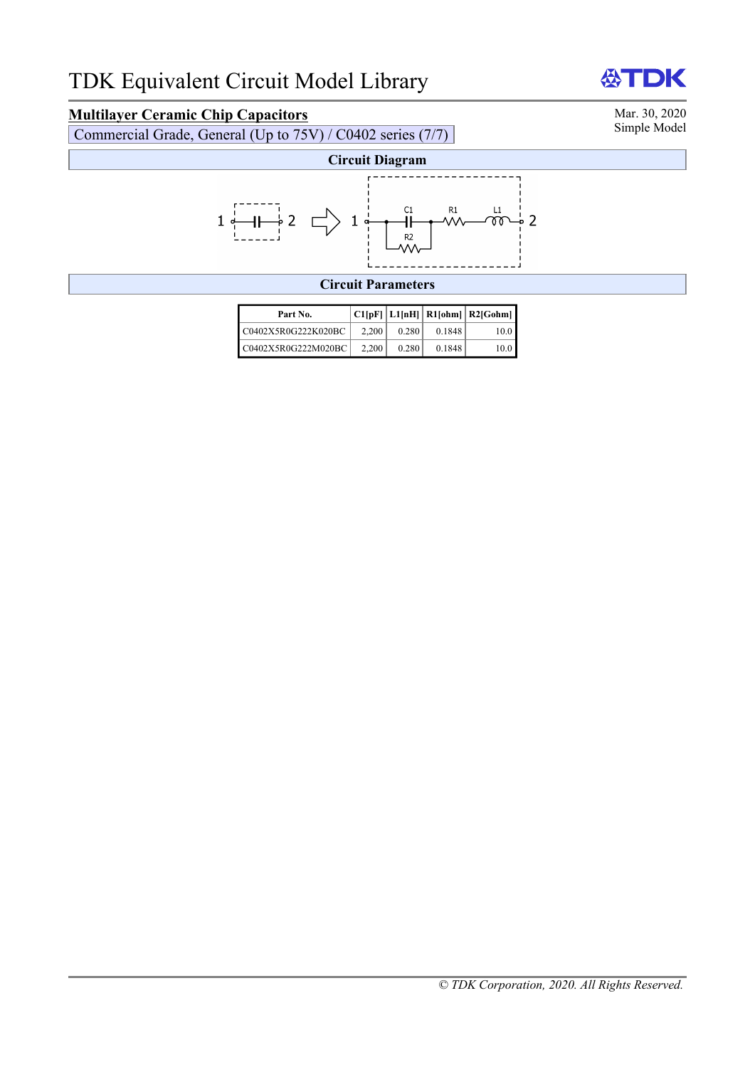# TDK Equivalent Circuit Model Library

**Multilayer Ceramic Chip Capacitors**

Commercial Grade, General (Up to 75V) / C0402 series (7/7)

Mar. 30, 2020
Simple Model

## Circuit Diagram

1 2 1 C1 R1 L1 2
R2

## Circuit Parameters

| Part No. | C1[pF] | L1[nH] | R1[ohm] | R2[Gohm] |
|---|---|---|---|---|
| C0402X5R0G222K020BC | 2,200 | 0.280 | 0.1848 | 10.0 |
| C0402X5R0G222M020BC | 2,200 | 0.280 | 0.1848 | 10.0 |

*© TDK Corporation, 2020. All Rights Reserved.*